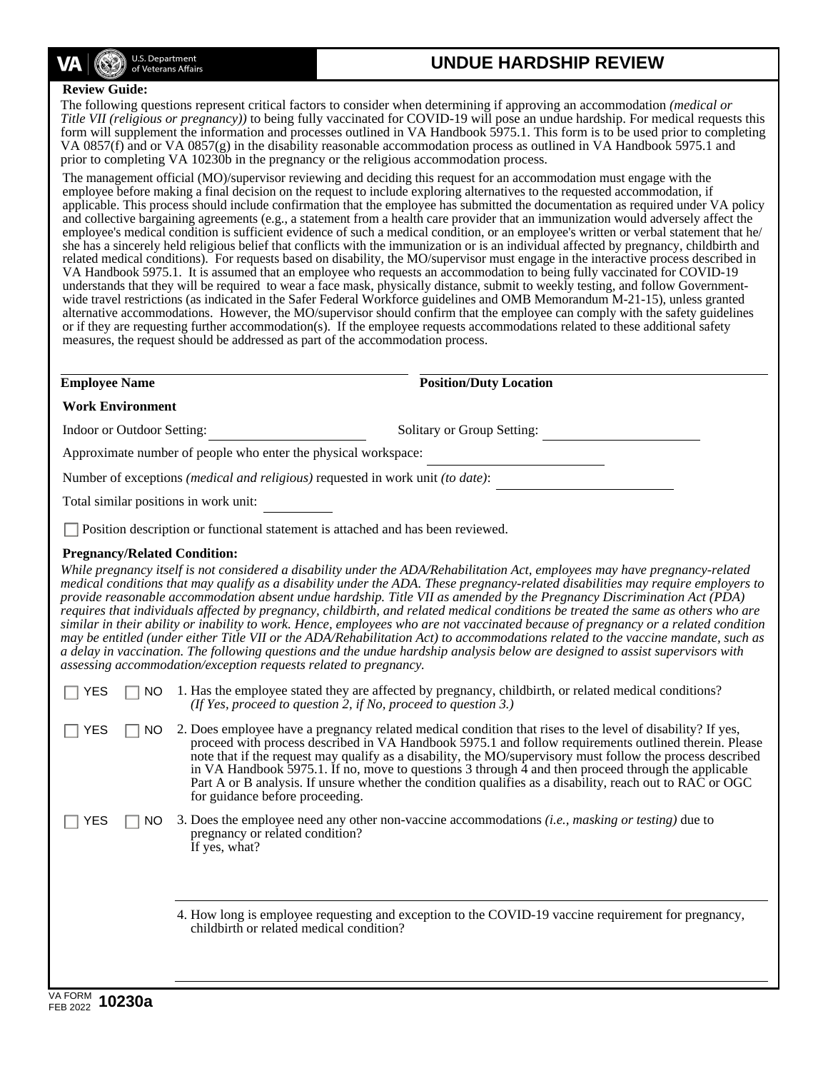VA | U.S. Department of Veterans Affairs

# UNDUE HARDSHIP REVIEW

**Review Guide:**

The following questions represent critical factors to consider when determining if approving an accommodation *(medical or Title VII (religious or pregnancy))* to being fully vaccinated for COVID-19 will pose an undue hardship. For medical requests this form will supplement the information and processes outlined in VA Handbook 5975.1. This form is to be used prior to completing VA 0857(f) and or VA 0857(g) in the disability reasonable accommodation process as outlined in VA Handbook 5975.1 and prior to completing VA 10230b in the pregnancy or the religious accommodation process.

The management official (MO)/supervisor reviewing and deciding this request for an accommodation must engage with the employee before making a final decision on the request to include exploring alternatives to the requested accommodation, if applicable. This process should include confirmation that the employee has submitted the documentation as required under VA policy and collective bargaining agreements (e.g., a statement from a health care provider that an immunization would adversely affect the employee's medical condition is sufficient evidence of such a medical condition, or an employee's written or verbal statement that he/she has a sincerely held religious belief that conflicts with the immunization or is an individual affected by pregnancy, childbirth and related medical conditions). For requests based on disability, the MO/supervisor must engage in the interactive process described in VA Handbook 5975.1. It is assumed that an employee who requests an accommodation to being fully vaccinated for COVID-19 understands that they will be required to wear a face mask, physically distance, submit to weekly testing, and follow Government-wide travel restrictions (as indicated in the Safer Federal Workforce guidelines and OMB Memorandum M-21-15), unless granted alternative accommodations. However, the MO/supervisor should confirm that the employee can comply with the safety guidelines or if they are requesting further accommodation(s). If the employee requests accommodations related to these additional safety measures, the request should be addressed as part of the accommodation process.

**Employee Name** ______________________ **Position/Duty Location** ______________________

**Work Environment**

Indoor or Outdoor Setting: ______________ Solitary or Group Setting: ______________

Approximate number of people who enter the physical workspace: ______________

Number of exceptions *(medical and religious)* requested in work unit *(to date)*: ______________

Total similar positions in work unit: ________

☐ Position description or functional statement is attached and has been reviewed.

**Pregnancy/Related Condition:**

*While pregnancy itself is not considered a disability under the ADA/Rehabilitation Act, employees may have pregnancy-related medical conditions that may qualify as a disability under the ADA. These pregnancy-related disabilities may require employers to provide reasonable accommodation absent undue hardship. Title VII as amended by the Pregnancy Discrimination Act (PDA) requires that individuals affected by pregnancy, childbirth, and related medical conditions be treated the same as others who are similar in their ability or inability to work. Hence, employees who are not vaccinated because of pregnancy or a related condition may be entitled (under either Title VII or the ADA/Rehabilitation Act) to accommodations related to the vaccine mandate, such as a delay in vaccination. The following questions and the undue hardship analysis below are designed to assist supervisors with assessing accommodation/exception requests related to pregnancy.*

☐ YES ☐ NO 1. Has the employee stated they are affected by pregnancy, childbirth, or related medical conditions? *(If Yes, proceed to question 2, if No, proceed to question 3.)*

☐ YES ☐ NO 2. Does employee have a pregnancy related medical condition that rises to the level of disability? If yes, proceed with process described in VA Handbook 5975.1 and follow requirements outlined therein. Please note that if the request may qualify as a disability, the MO/supervisory must follow the process described in VA Handbook 5975.1. If no, move to questions 3 through 4 and then proceed through the applicable Part A or B analysis. If unsure whether the condition qualifies as a disability, reach out to RAC or OGC for guidance before proceeding.

☐ YES ☐ NO 3. Does the employee need any other non-vaccine accommodations *(i.e., masking or testing)* due to pregnancy or related condition? If yes, what?

______________________________________________

4. How long is employee requesting and exception to the COVID-19 vaccine requirement for pregnancy, childbirth or related medical condition?

______________________________________________

VA FORM FEB 2022 **10230a**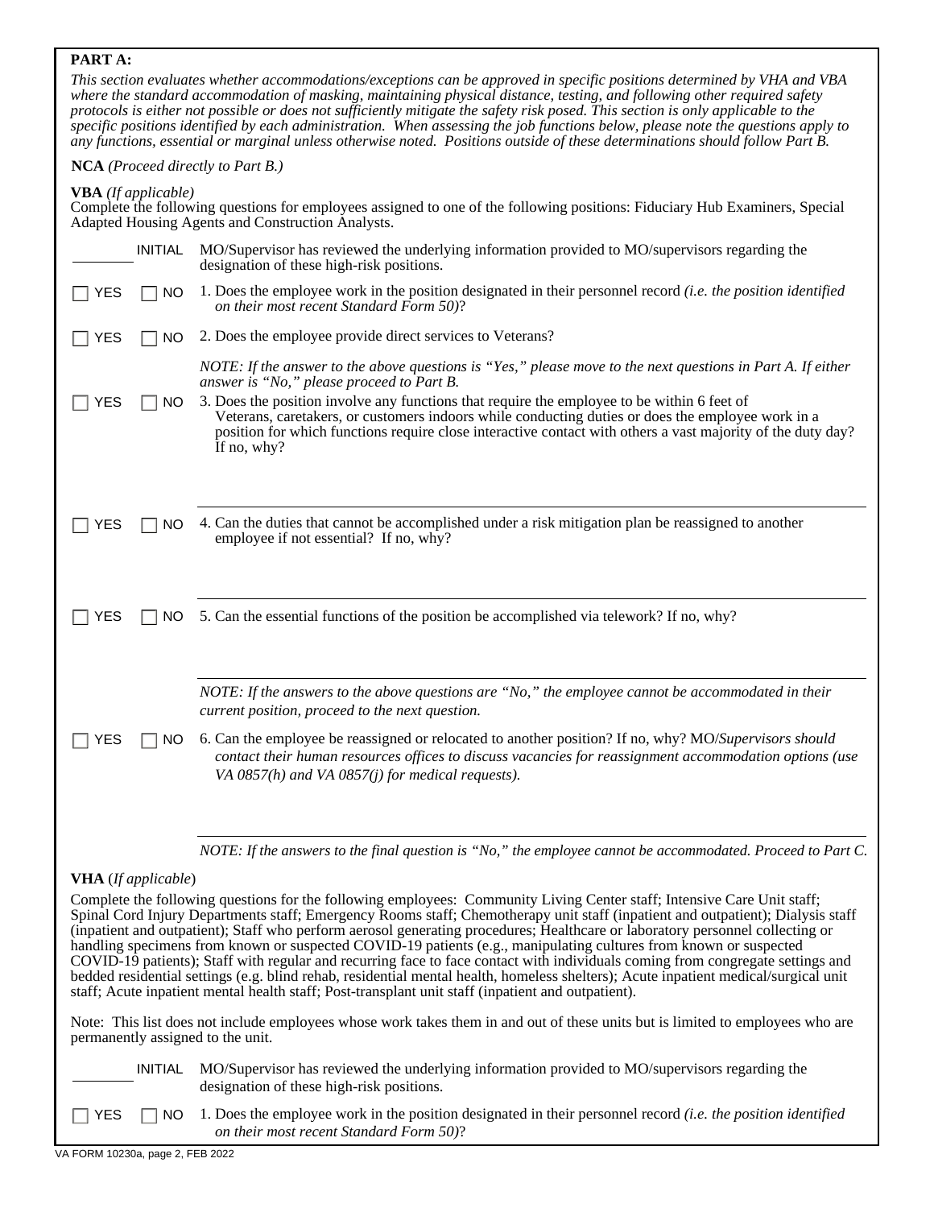**PART A:**

*This section evaluates whether accommodations/exceptions can be approved in specific positions determined by VHA and VBA where the standard accommodation of masking, maintaining physical distance, testing, and following other required safety protocols is either not possible or does not sufficiently mitigate the safety risk posed. This section is only applicable to the specific positions identified by each administration. When assessing the job functions below, please note the questions apply to any functions, essential or marginal unless otherwise noted. Positions outside of these determinations should follow Part B.*

**NCA** *(Proceed directly to Part B.)*

**VBA** *(If applicable)*
Complete the following questions for employees assigned to one of the following positions: Fiduciary Hub Examiners, Special Adapted Housing Agents and Construction Analysts.

________ INITIAL MO/Supervisor has reviewed the underlying information provided to MO/supervisors regarding the designation of these high-risk positions.

☐ YES ☐ NO 1. Does the employee work in the position designated in their personnel record *(i.e. the position identified on their most recent Standard Form 50)*?

☐ YES ☐ NO 2. Does the employee provide direct services to Veterans?

*NOTE: If the answer to the above questions is "Yes," please move to the next questions in Part A. If either answer is "No," please proceed to Part B.*

☐ YES ☐ NO 3. Does the position involve any functions that require the employee to be within 6 feet of Veterans, caretakers, or customers indoors while conducting duties or does the employee work in a position for which functions require close interactive contact with others a vast majority of the duty day? If no, why?

________________________________________

☐ YES ☐ NO 4. Can the duties that cannot be accomplished under a risk mitigation plan be reassigned to another employee if not essential? If no, why?

________________________________________

☐ YES ☐ NO 5. Can the essential functions of the position be accomplished via telework? If no, why?

________________________________________

*NOTE: If the answers to the above questions are "No," the employee cannot be accommodated in their current position, proceed to the next question.*

☐ YES ☐ NO 6. Can the employee be reassigned or relocated to another position? If no, why? MO/*Supervisors should contact their human resources offices to discuss vacancies for reassignment accommodation options (use VA 0857(h) and VA 0857(j) for medical requests).*

________________________________________

*NOTE: If the answers to the final question is "No," the employee cannot be accommodated. Proceed to Part C.*

**VHA** (*If applicable*)

Complete the following questions for the following employees: Community Living Center staff; Intensive Care Unit staff; Spinal Cord Injury Departments staff; Emergency Rooms staff; Chemotherapy unit staff (inpatient and outpatient); Dialysis staff (inpatient and outpatient); Staff who perform aerosol generating procedures; Healthcare or laboratory personnel collecting or handling specimens from known or suspected COVID-19 patients (e.g., manipulating cultures from known or suspected COVID-19 patients); Staff with regular and recurring face to face contact with individuals coming from congregate settings and bedded residential settings (e.g. blind rehab, residential mental health, homeless shelters); Acute inpatient medical/surgical unit staff; Acute inpatient mental health staff; Post-transplant unit staff (inpatient and outpatient).

Note: This list does not include employees whose work takes them in and out of these units but is limited to employees who are permanently assigned to the unit.

________ INITIAL MO/Supervisor has reviewed the underlying information provided to MO/supervisors regarding the designation of these high-risk positions.

☐ YES ☐ NO 1. Does the employee work in the position designated in their personnel record *(i.e. the position identified on their most recent Standard Form 50)*?

VA FORM 10230a, page 2, FEB 2022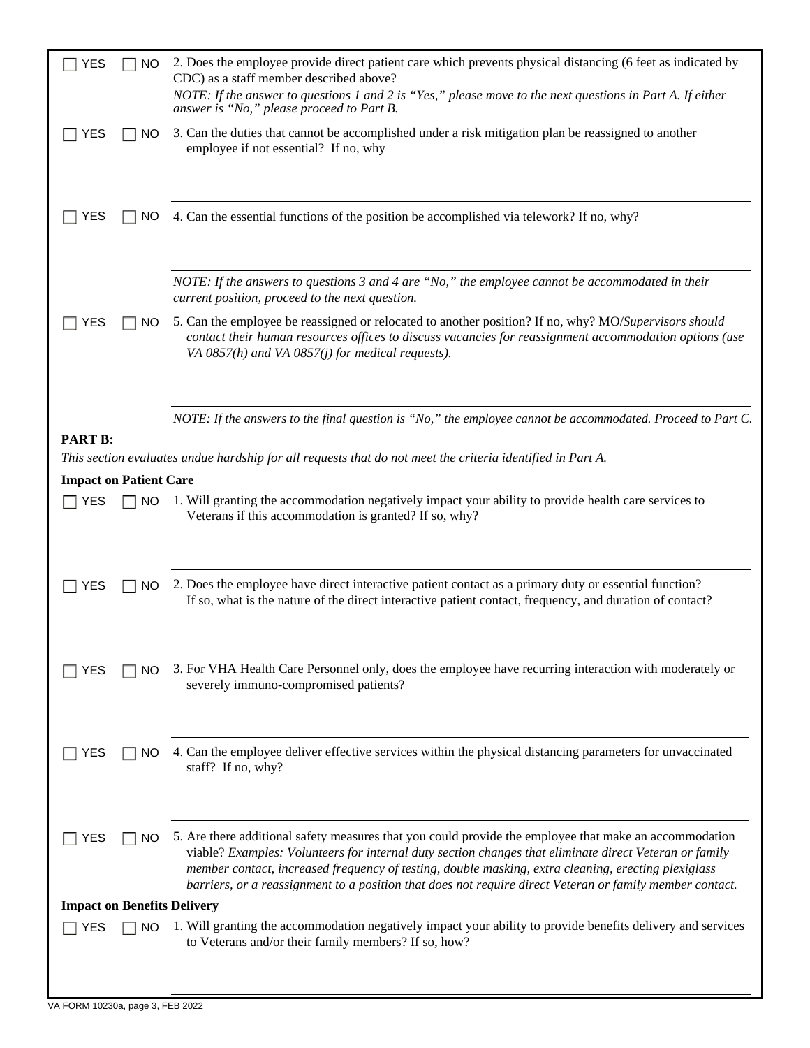☐ YES ☐ NO 2. Does the employee provide direct patient care which prevents physical distancing (6 feet as indicated by CDC) as a staff member described above?

*NOTE: If the answer to questions 1 and 2 is "Yes," please move to the next questions in Part A. If either answer is "No," please proceed to Part B.*

☐ YES ☐ NO 3. Can the duties that cannot be accomplished under a risk mitigation plan be reassigned to another employee if not essential? If no, why

---

☐ YES ☐ NO 4. Can the essential functions of the position be accomplished via telework? If no, why?

---

*NOTE: If the answers to questions 3 and 4 are "No," the employee cannot be accommodated in their current position, proceed to the next question.*

☐ YES ☐ NO 5. Can the employee be reassigned or relocated to another position? If no, why? MO/*Supervisors should contact their human resources offices to discuss vacancies for reassignment accommodation options (use VA 0857(h) and VA 0857(j) for medical requests).*

---

*NOTE: If the answers to the final question is "No," the employee cannot be accommodated. Proceed to Part C.*

**PART B:**

*This section evaluates undue hardship for all requests that do not meet the criteria identified in Part A.*

**Impact on Patient Care**

☐ YES ☐ NO 1. Will granting the accommodation negatively impact your ability to provide health care services to Veterans if this accommodation is granted? If so, why?

---

☐ YES ☐ NO 2. Does the employee have direct interactive patient contact as a primary duty or essential function? If so, what is the nature of the direct interactive patient contact, frequency, and duration of contact?

---

☐ YES ☐ NO 3. For VHA Health Care Personnel only, does the employee have recurring interaction with moderately or severely immuno-compromised patients?

---

☐ YES ☐ NO 4. Can the employee deliver effective services within the physical distancing parameters for unvaccinated staff? If no, why?

---

☐ YES ☐ NO 5. Are there additional safety measures that you could provide the employee that make an accommodation viable? *Examples: Volunteers for internal duty section changes that eliminate direct Veteran or family member contact, increased frequency of testing, double masking, extra cleaning, erecting plexiglass barriers, or a reassignment to a position that does not require direct Veteran or family member contact.*

**Impact on Benefits Delivery**

☐ YES ☐ NO 1. Will granting the accommodation negatively impact your ability to provide benefits delivery and services to Veterans and/or their family members? If so, how?

---

VA FORM 10230a, page 3, FEB 2022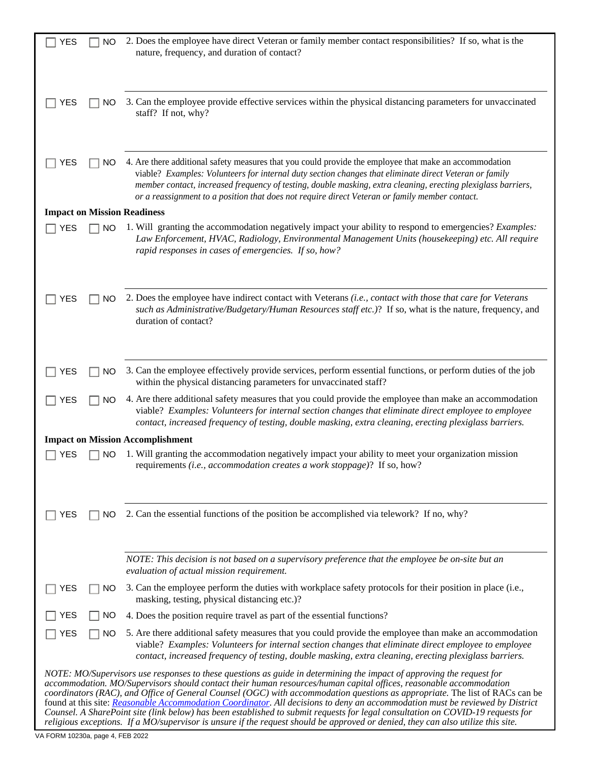- [ ] YES - [ ] NO 2. Does the employee have direct Veteran or family member contact responsibilities? If so, what is the nature, frequency, and duration of contact?

- [ ] YES - [ ] NO 3. Can the employee provide effective services within the physical distancing parameters for unvaccinated staff? If not, why?

- [ ] YES - [ ] NO 4. Are there additional safety measures that you could provide the employee that make an accommodation viable? *Examples: Volunteers for internal duty section changes that eliminate direct Veteran or family member contact, increased frequency of testing, double masking, extra cleaning, erecting plexiglass barriers, or a reassignment to a position that does not require direct Veteran or family member contact.*

**Impact on Mission Readiness**

- [ ] YES - [ ] NO 1. Will granting the accommodation negatively impact your ability to respond to emergencies? *Examples: Law Enforcement, HVAC, Radiology, Environmental Management Units (housekeeping) etc. All require rapid responses in cases of emergencies. If so, how?*

- [ ] YES - [ ] NO 2. Does the employee have indirect contact with Veterans *(i.e., contact with those that care for Veterans such as Administrative/Budgetary/Human Resources staff etc.)*? If so, what is the nature, frequency, and duration of contact?

- [ ] YES - [ ] NO 3. Can the employee effectively provide services, perform essential functions, or perform duties of the job within the physical distancing parameters for unvaccinated staff?

- [ ] YES - [ ] NO 4. Are there additional safety measures that you could provide the employee than make an accommodation viable? *Examples: Volunteers for internal section changes that eliminate direct employee to employee contact, increased frequency of testing, double masking, extra cleaning, erecting plexiglass barriers.*

**Impact on Mission Accomplishment**

- [ ] YES - [ ] NO 1. Will granting the accommodation negatively impact your ability to meet your organization mission requirements *(i.e., accommodation creates a work stoppage)*? If so, how?

- [ ] YES - [ ] NO 2. Can the essential functions of the position be accomplished via telework? If no, why?

*NOTE: This decision is not based on a supervisory preference that the employee be on-site but an evaluation of actual mission requirement.*

- [ ] YES - [ ] NO 3. Can the employee perform the duties with workplace safety protocols for their position in place (i.e., masking, testing, physical distancing etc.)?

- [ ] YES - [ ] NO 4. Does the position require travel as part of the essential functions?

- [ ] YES - [ ] NO 5. Are there additional safety measures that you could provide the employee than make an accommodation viable? *Examples: Volunteers for internal section changes that eliminate direct employee to employee contact, increased frequency of testing, double masking, extra cleaning, erecting plexiglass barriers.*

*NOTE: MO/Supervisors use responses to these questions as guide in determining the impact of approving the request for accommodation. MO/Supervisors should contact their human resources/human capital offices, reasonable accommodation coordinators (RAC), and Office of General Counsel (OGC) with accommodation questions as appropriate.* The list of RACs can be found at this site: *[Reasonable Accommodation Coordinator](Reasonable Accommodation Coordinator). All decisions to deny an accommodation must be reviewed by District Counsel. A SharePoint site (link below) has been established to submit requests for legal consultation on COVID-19 requests for religious exceptions. If a MO/supervisor is unsure if the request should be approved or denied, they can also utilize this site.*

VA FORM 10230a, page 4, FEB 2022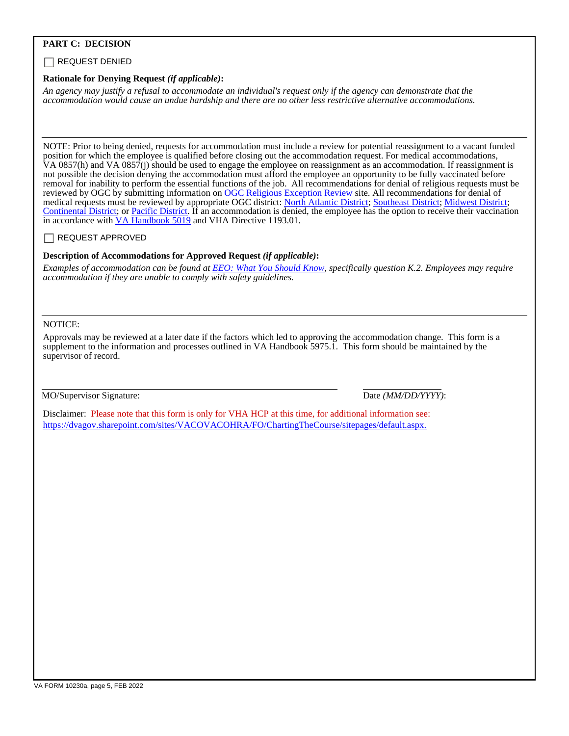**PART C: DECISION**

☐ REQUEST DENIED

**Rationale for Denying Request** ***(if applicable)*****:**

*An agency may justify a refusal to accommodate an individual's request only if the agency can demonstrate that the accommodation would cause an undue hardship and there are no other less restrictive alternative accommodations.*

---

NOTE: Prior to being denied, requests for accommodation must include a review for potential reassignment to a vacant funded position for which the employee is qualified before closing out the accommodation request. For medical accommodations, VA 0857(h) and VA 0857(j) should be used to engage the employee on reassignment as an accommodation. If reassignment is not possible the decision denying the accommodation must afford the employee an opportunity to be fully vaccinated before removal for inability to perform the essential functions of the job. All recommendations for denial of religious requests must be reviewed by OGC by submitting information on OGC Religious Exception Review site. All recommendations for denial of medical requests must be reviewed by appropriate OGC district: North Atlantic District; Southeast District; Midwest District; Continental District; or Pacific District. If an accommodation is denied, the employee has the option to receive their vaccination in accordance with VA Handbook 5019 and VHA Directive 1193.01.

☐ REQUEST APPROVED

**Description of Accommodations for Approved Request** ***(if applicable)*****:**

*Examples of accommodation can be found at EEO: What You Should Know, specifically question K.2. Employees may require accommodation if they are unable to comply with safety guidelines.*

---

NOTICE:

Approvals may be reviewed at a later date if the factors which led to approving the accommodation change. This form is a supplement to the information and processes outlined in VA Handbook 5975.1. This form should be maintained by the supervisor of record.

MO/Supervisor Signature: ______________________ Date *(MM/DD/YYYY)*: __________

Disclaimer: Please note that this form is only for VHA HCP at this time, for additional information see: https://dvagov.sharepoint.com/sites/VACOVACOHRA/FO/ChartingTheCourse/sitepages/default.aspx.

VA FORM 10230a, page 5, FEB 2022